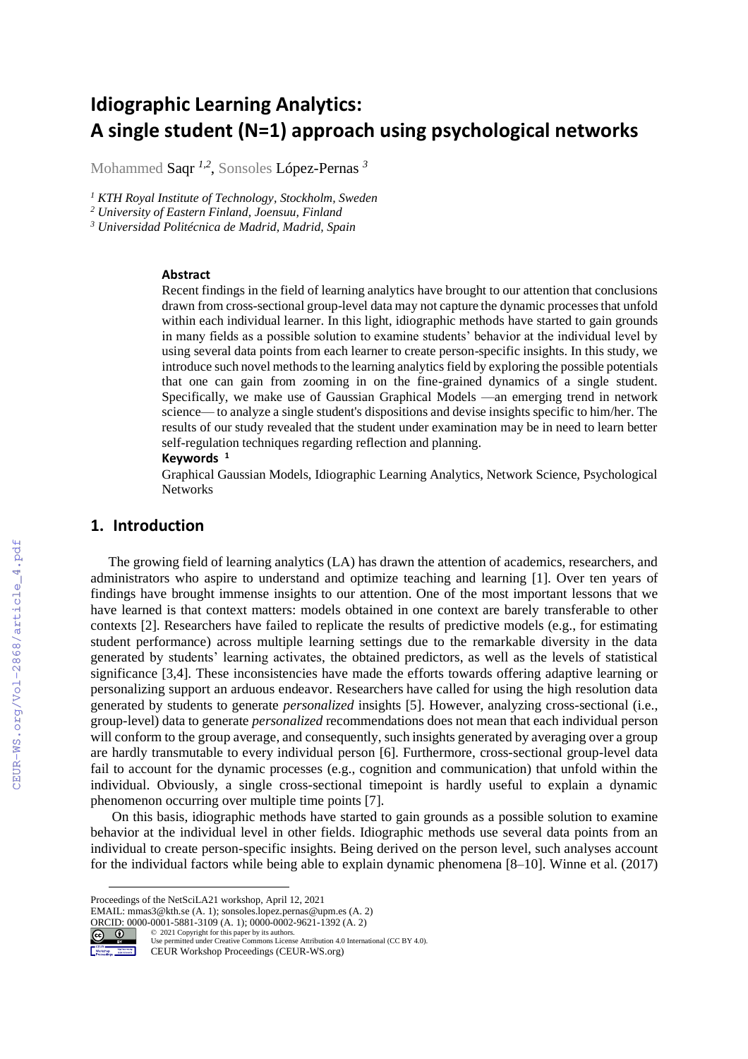# Idiographic Learning Analytics: A single student (N=1) approach using psychological networks

Mohammed Saqr [1,2], Sonsoles López-Pernas [3]

[1] *KTH Royal Institute of Technology, Stockholm, Sweden*
[2] *University of Eastern Finland, Joensuu, Finland*
[3] *Universidad Politécnica de Madrid, Madrid, Spain*

### Abstract

Recent findings in the field of learning analytics have brought to our attention that conclusions drawn from cross-sectional group-level data may not capture the dynamic processes that unfold within each individual learner. In this light, idiographic methods have started to gain grounds in many fields as a possible solution to examine students' behavior at the individual level by using several data points from each learner to create person-specific insights. In this study, we introduce such novel methods to the learning analytics field by exploring the possible potentials that one can gain from zooming in on the fine-grained dynamics of a single student. Specifically, we make use of Gaussian Graphical Models —an emerging trend in network science— to analyze a single student's dispositions and devise insights specific to him/her. The results of our study revealed that the student under examination may be in need to learn better self-regulation techniques regarding reflection and planning.

**Keywords** [1]

Graphical Gaussian Models, Idiographic Learning Analytics, Network Science, Psychological Networks

## 1. Introduction

The growing field of learning analytics (LA) has drawn the attention of academics, researchers, and administrators who aspire to understand and optimize teaching and learning [1]. Over ten years of findings have brought immense insights to our attention. One of the most important lessons that we have learned is that context matters: models obtained in one context are barely transferable to other contexts [2]. Researchers have failed to replicate the results of predictive models (e.g., for estimating student performance) across multiple learning settings due to the remarkable diversity in the data generated by students' learning activates, the obtained predictors, as well as the levels of statistical significance [3,4]. These inconsistencies have made the efforts towards offering adaptive learning or personalizing support an arduous endeavor. Researchers have called for using the high resolution data generated by students to generate *personalized* insights [5]. However, analyzing cross-sectional (i.e., group-level) data to generate *personalized* recommendations does not mean that each individual person will conform to the group average, and consequently, such insights generated by averaging over a group are hardly transmutable to every individual person [6]. Furthermore, cross-sectional group-level data fail to account for the dynamic processes (e.g., cognition and communication) that unfold within the individual. Obviously, a single cross-sectional timepoint is hardly useful to explain a dynamic phenomenon occurring over multiple time points [7].

On this basis, idiographic methods have started to gain grounds as a possible solution to examine behavior at the individual level in other fields. Idiographic methods use several data points from an individual to create person-specific insights. Being derived on the person level, such analyses account for the individual factors while being able to explain dynamic phenomena [8–10]. Winne et al. (2017)

Proceedings of the NetSciLA21 workshop, April 12, 2021
EMAIL: mmas3@kth.se (A. 1); sonsoles.lopez.pernas@upm.es (A. 2)
ORCID: 0000-0001-5881-3109 (A. 1); 0000-0002-9621-1392 (A. 2)
© 2021 Copyright for this paper by its authors.
Use permitted under Creative Commons License Attribution 4.0 International (CC BY 4.0).
CEUR Workshop Proceedings (CEUR-WS.org)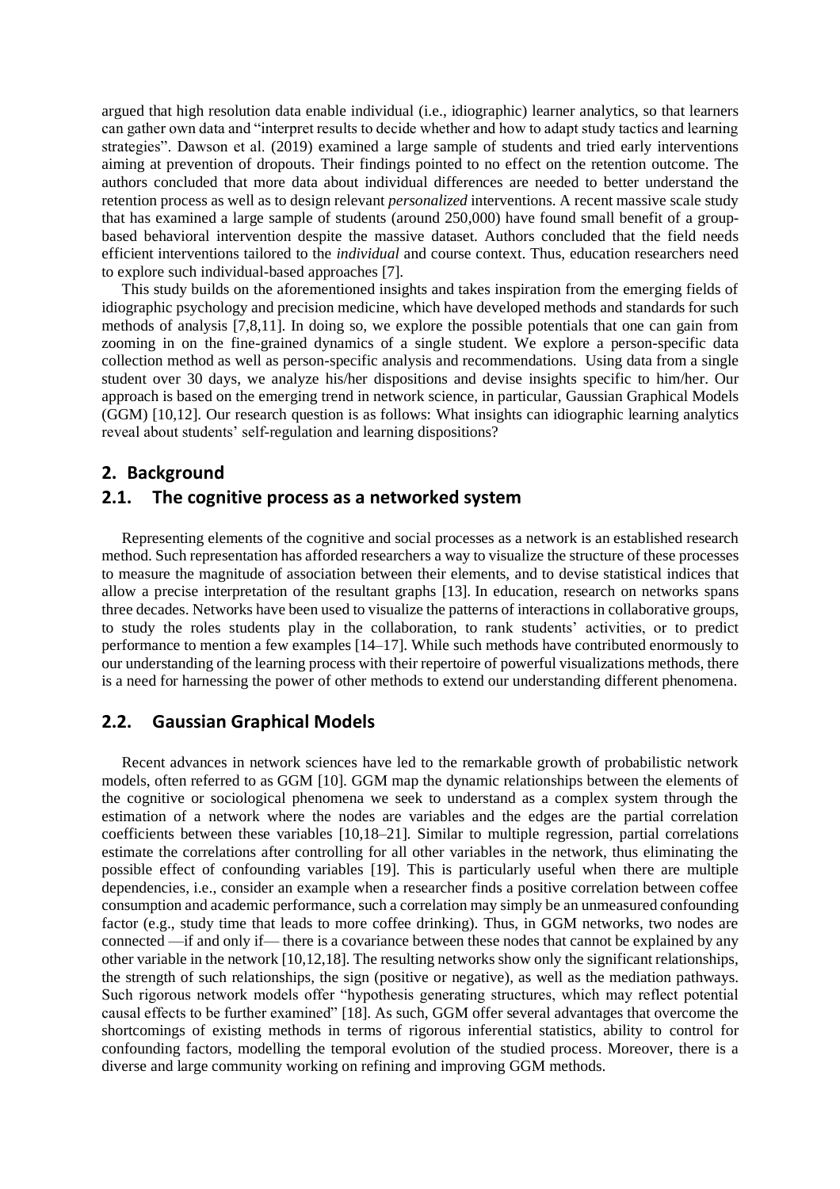argued that high resolution data enable individual (i.e., idiographic) learner analytics, so that learners can gather own data and "interpret results to decide whether and how to adapt study tactics and learning strategies". Dawson et al. (2019) examined a large sample of students and tried early interventions aiming at prevention of dropouts. Their findings pointed to no effect on the retention outcome. The authors concluded that more data about individual differences are needed to better understand the retention process as well as to design relevant *personalized* interventions. A recent massive scale study that has examined a large sample of students (around 250,000) have found small benefit of a group-based behavioral intervention despite the massive dataset. Authors concluded that the field needs efficient interventions tailored to the *individual* and course context. Thus, education researchers need to explore such individual-based approaches [7].

This study builds on the aforementioned insights and takes inspiration from the emerging fields of idiographic psychology and precision medicine, which have developed methods and standards for such methods of analysis [7,8,11]. In doing so, we explore the possible potentials that one can gain from zooming in on the fine-grained dynamics of a single student. We explore a person-specific data collection method as well as person-specific analysis and recommendations. Using data from a single student over 30 days, we analyze his/her dispositions and devise insights specific to him/her. Our approach is based on the emerging trend in network science, in particular, Gaussian Graphical Models (GGM) [10,12]. Our research question is as follows: What insights can idiographic learning analytics reveal about students' self-regulation and learning dispositions?

## 2. Background

### 2.1. The cognitive process as a networked system

Representing elements of the cognitive and social processes as a network is an established research method. Such representation has afforded researchers a way to visualize the structure of these processes to measure the magnitude of association between their elements, and to devise statistical indices that allow a precise interpretation of the resultant graphs [13]. In education, research on networks spans three decades. Networks have been used to visualize the patterns of interactions in collaborative groups, to study the roles students play in the collaboration, to rank students' activities, or to predict performance to mention a few examples [14–17]. While such methods have contributed enormously to our understanding of the learning process with their repertoire of powerful visualizations methods, there is a need for harnessing the power of other methods to extend our understanding different phenomena.

### 2.2. Gaussian Graphical Models

Recent advances in network sciences have led to the remarkable growth of probabilistic network models, often referred to as GGM [10]. GGM map the dynamic relationships between the elements of the cognitive or sociological phenomena we seek to understand as a complex system through the estimation of a network where the nodes are variables and the edges are the partial correlation coefficients between these variables [10,18–21]. Similar to multiple regression, partial correlations estimate the correlations after controlling for all other variables in the network, thus eliminating the possible effect of confounding variables [19]. This is particularly useful when there are multiple dependencies, i.e., consider an example when a researcher finds a positive correlation between coffee consumption and academic performance, such a correlation may simply be an unmeasured confounding factor (e.g., study time that leads to more coffee drinking). Thus, in GGM networks, two nodes are connected —if and only if— there is a covariance between these nodes that cannot be explained by any other variable in the network [10,12,18]. The resulting networks show only the significant relationships, the strength of such relationships, the sign (positive or negative), as well as the mediation pathways. Such rigorous network models offer "hypothesis generating structures, which may reflect potential causal effects to be further examined" [18]. As such, GGM offer several advantages that overcome the shortcomings of existing methods in terms of rigorous inferential statistics, ability to control for confounding factors, modelling the temporal evolution of the studied process. Moreover, there is a diverse and large community working on refining and improving GGM methods.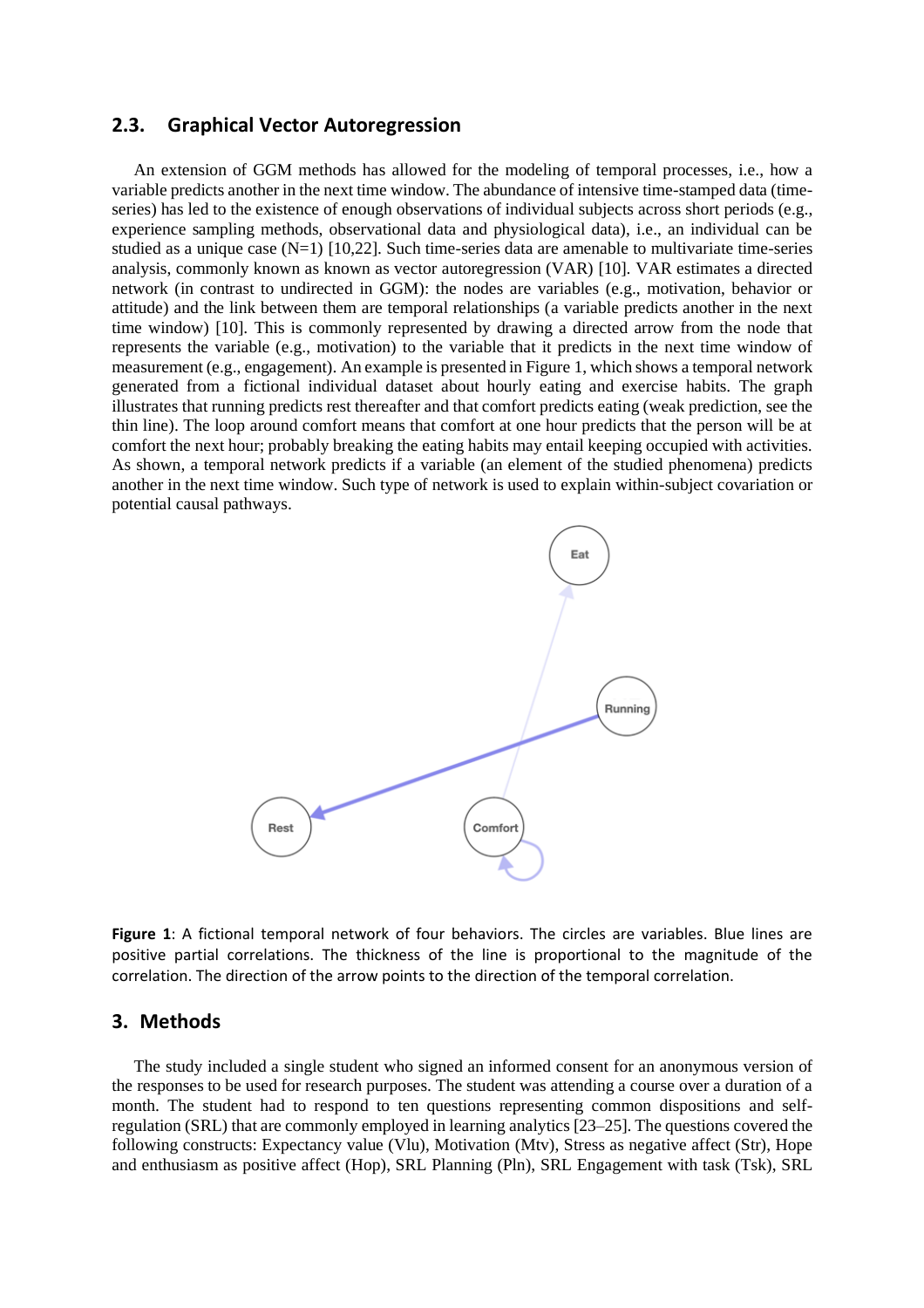## 2.3. Graphical Vector Autoregression

An extension of GGM methods has allowed for the modeling of temporal processes, i.e., how a variable predicts another in the next time window. The abundance of intensive time-stamped data (time-series) has led to the existence of enough observations of individual subjects across short periods (e.g., experience sampling methods, observational data and physiological data), i.e., an individual can be studied as a unique case (N=1) [10,22]. Such time-series data are amenable to multivariate time-series analysis, commonly known as known as vector autoregression (VAR) [10]. VAR estimates a directed network (in contrast to undirected in GGM): the nodes are variables (e.g., motivation, behavior or attitude) and the link between them are temporal relationships (a variable predicts another in the next time window) [10]. This is commonly represented by drawing a directed arrow from the node that represents the variable (e.g., motivation) to the variable that it predicts in the next time window of measurement (e.g., engagement). An example is presented in Figure 1, which shows a temporal network generated from a fictional individual dataset about hourly eating and exercise habits. The graph illustrates that running predicts rest thereafter and that comfort predicts eating (weak prediction, see the thin line). The loop around comfort means that comfort at one hour predicts that the person will be at comfort the next hour; probably breaking the eating habits may entail keeping occupied with activities. As shown, a temporal network predicts if a variable (an element of the studied phenomena) predicts another in the next time window. Such type of network is used to explain within-subject covariation or potential causal pathways.

**Figure 1**: A fictional temporal network of four behaviors. The circles are variables. Blue lines are positive partial correlations. The thickness of the line is proportional to the magnitude of the correlation. The direction of the arrow points to the direction of the temporal correlation.

## 3. Methods

The study included a single student who signed an informed consent for an anonymous version of the responses to be used for research purposes. The student was attending a course over a duration of a month. The student had to respond to ten questions representing common dispositions and self-regulation (SRL) that are commonly employed in learning analytics [23–25]. The questions covered the following constructs: Expectancy value (Vlu), Motivation (Mtv), Stress as negative affect (Str), Hope and enthusiasm as positive affect (Hop), SRL Planning (Pln), SRL Engagement with task (Tsk), SRL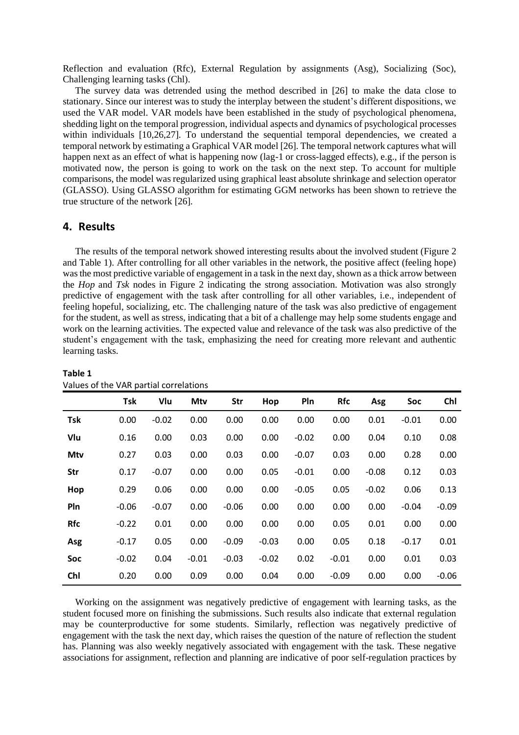Reflection and evaluation (Rfc), External Regulation by assignments (Asg), Socializing (Soc), Challenging learning tasks (Chl).

The survey data was detrended using the method described in [26] to make the data close to stationary. Since our interest was to study the interplay between the student's different dispositions, we used the VAR model. VAR models have been established in the study of psychological phenomena, shedding light on the temporal progression, individual aspects and dynamics of psychological processes within individuals [10,26,27]. To understand the sequential temporal dependencies, we created a temporal network by estimating a Graphical VAR model [26]. The temporal network captures what will happen next as an effect of what is happening now (lag-1 or cross-lagged effects), e.g., if the person is motivated now, the person is going to work on the task on the next step. To account for multiple comparisons, the model was regularized using graphical least absolute shrinkage and selection operator (GLASSO). Using GLASSO algorithm for estimating GGM networks has been shown to retrieve the true structure of the network [26].

## 4. Results

The results of the temporal network showed interesting results about the involved student (Figure 2 and Table 1). After controlling for all other variables in the network, the positive affect (feeling hope) was the most predictive variable of engagement in a task in the next day, shown as a thick arrow between the *Hop* and *Tsk* nodes in Figure 2 indicating the strong association. Motivation was also strongly predictive of engagement with the task after controlling for all other variables, i.e., independent of feeling hopeful, socializing, etc. The challenging nature of the task was also predictive of engagement for the student, as well as stress, indicating that a bit of a challenge may help some students engage and work on the learning activities. The expected value and relevance of the task was also predictive of the student's engagement with the task, emphasizing the need for creating more relevant and authentic learning tasks.

**Table 1**
Values of the VAR partial correlations

| | Tsk | Vlu | Mtv | Str | Hop | Pln | Rfc | Asg | Soc | Chl |
|---|---|---|---|---|---|---|---|---|---|---|
| **Tsk** | 0.00 | -0.02 | 0.00 | 0.00 | 0.00 | 0.00 | 0.00 | 0.01 | -0.01 | 0.00 |
| **Vlu** | 0.16 | 0.00 | 0.03 | 0.00 | 0.00 | -0.02 | 0.00 | 0.04 | 0.10 | 0.08 |
| **Mtv** | 0.27 | 0.03 | 0.00 | 0.03 | 0.00 | -0.07 | 0.03 | 0.00 | 0.28 | 0.00 |
| **Str** | 0.17 | -0.07 | 0.00 | 0.00 | 0.05 | -0.01 | 0.00 | -0.08 | 0.12 | 0.03 |
| **Hop** | 0.29 | 0.06 | 0.00 | 0.00 | 0.00 | -0.05 | 0.05 | -0.02 | 0.06 | 0.13 |
| **Pln** | -0.06 | -0.07 | 0.00 | -0.06 | 0.00 | 0.00 | 0.00 | 0.00 | -0.04 | -0.09 |
| **Rfc** | -0.22 | 0.01 | 0.00 | 0.00 | 0.00 | 0.00 | 0.05 | 0.01 | 0.00 | 0.00 |
| **Asg** | -0.17 | 0.05 | 0.00 | -0.09 | -0.03 | 0.00 | 0.05 | 0.18 | -0.17 | 0.01 |
| **Soc** | -0.02 | 0.04 | -0.01 | -0.03 | -0.02 | 0.02 | -0.01 | 0.00 | 0.01 | 0.03 |
| **Chl** | 0.20 | 0.00 | 0.09 | 0.00 | 0.04 | 0.00 | -0.09 | 0.00 | 0.00 | -0.06 |

Working on the assignment was negatively predictive of engagement with learning tasks, as the student focused more on finishing the submissions. Such results also indicate that external regulation may be counterproductive for some students. Similarly, reflection was negatively predictive of engagement with the task the next day, which raises the question of the nature of reflection the student has. Planning was also weekly negatively associated with engagement with the task. These negative associations for assignment, reflection and planning are indicative of poor self-regulation practices by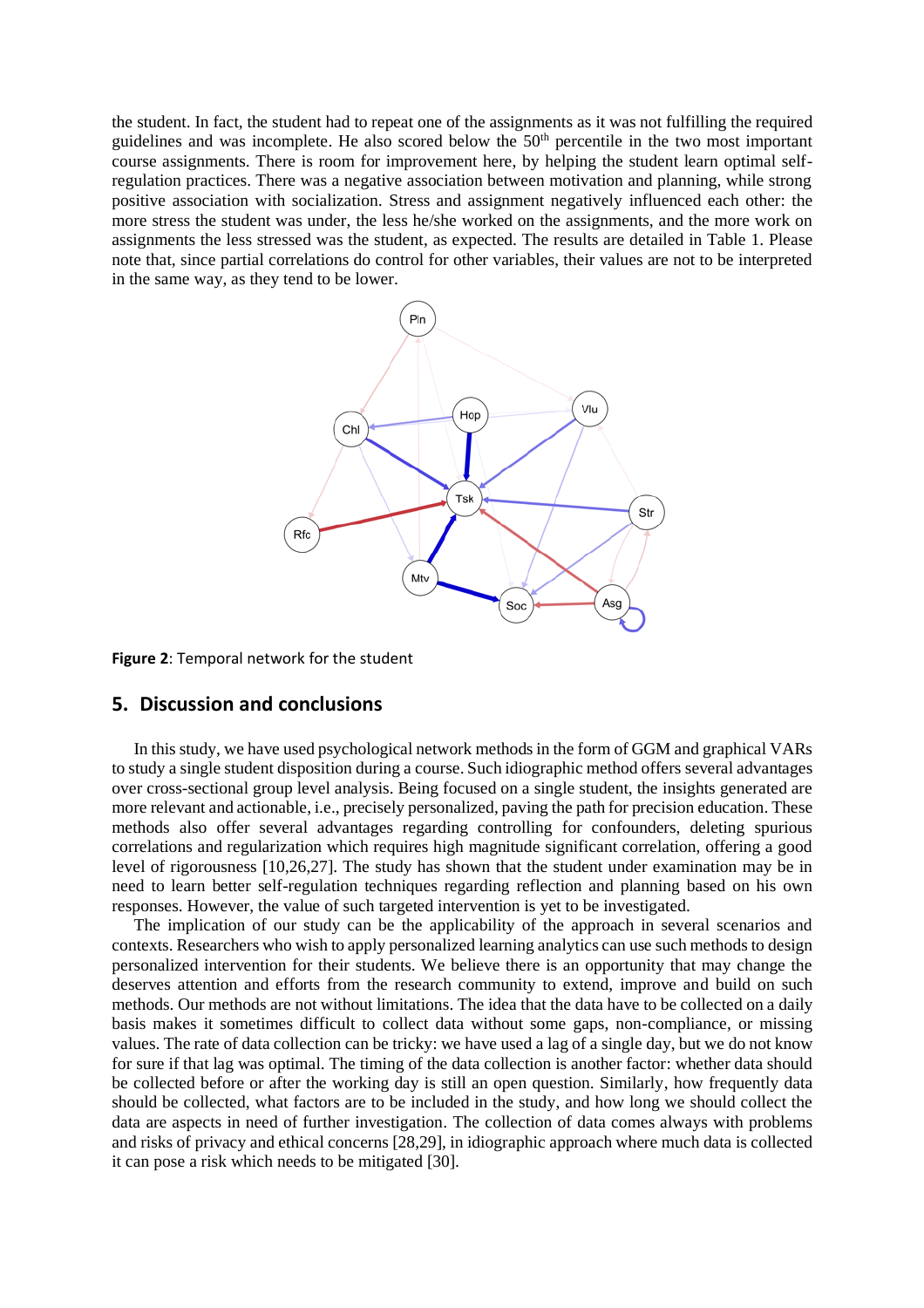the student. In fact, the student had to repeat one of the assignments as it was not fulfilling the required guidelines and was incomplete. He also scored below the 50th percentile in the two most important course assignments. There is room for improvement here, by helping the student learn optimal self-regulation practices. There was a negative association between motivation and planning, while strong positive association with socialization. Stress and assignment negatively influenced each other: the more stress the student was under, the less he/she worked on the assignments, and the more work on assignments the less stressed was the student, as expected. The results are detailed in Table 1. Please note that, since partial correlations do control for other variables, their values are not to be interpreted in the same way, as they tend to be lower.

**Figure 2**: Temporal network for the student

## 5. Discussion and conclusions

In this study, we have used psychological network methods in the form of GGM and graphical VARs to study a single student disposition during a course. Such idiographic method offers several advantages over cross-sectional group level analysis. Being focused on a single student, the insights generated are more relevant and actionable, i.e., precisely personalized, paving the path for precision education. These methods also offer several advantages regarding controlling for confounders, deleting spurious correlations and regularization which requires high magnitude significant correlation, offering a good level of rigorousness [10,26,27]. The study has shown that the student under examination may be in need to learn better self-regulation techniques regarding reflection and planning based on his own responses. However, the value of such targeted intervention is yet to be investigated.

The implication of our study can be the applicability of the approach in several scenarios and contexts. Researchers who wish to apply personalized learning analytics can use such methods to design personalized intervention for their students. We believe there is an opportunity that may change the deserves attention and efforts from the research community to extend, improve and build on such methods. Our methods are not without limitations. The idea that the data have to be collected on a daily basis makes it sometimes difficult to collect data without some gaps, non-compliance, or missing values. The rate of data collection can be tricky: we have used a lag of a single day, but we do not know for sure if that lag was optimal. The timing of the data collection is another factor: whether data should be collected before or after the working day is still an open question. Similarly, how frequently data should be collected, what factors are to be included in the study, and how long we should collect the data are aspects in need of further investigation. The collection of data comes always with problems and risks of privacy and ethical concerns [28,29], in idiographic approach where much data is collected it can pose a risk which needs to be mitigated [30].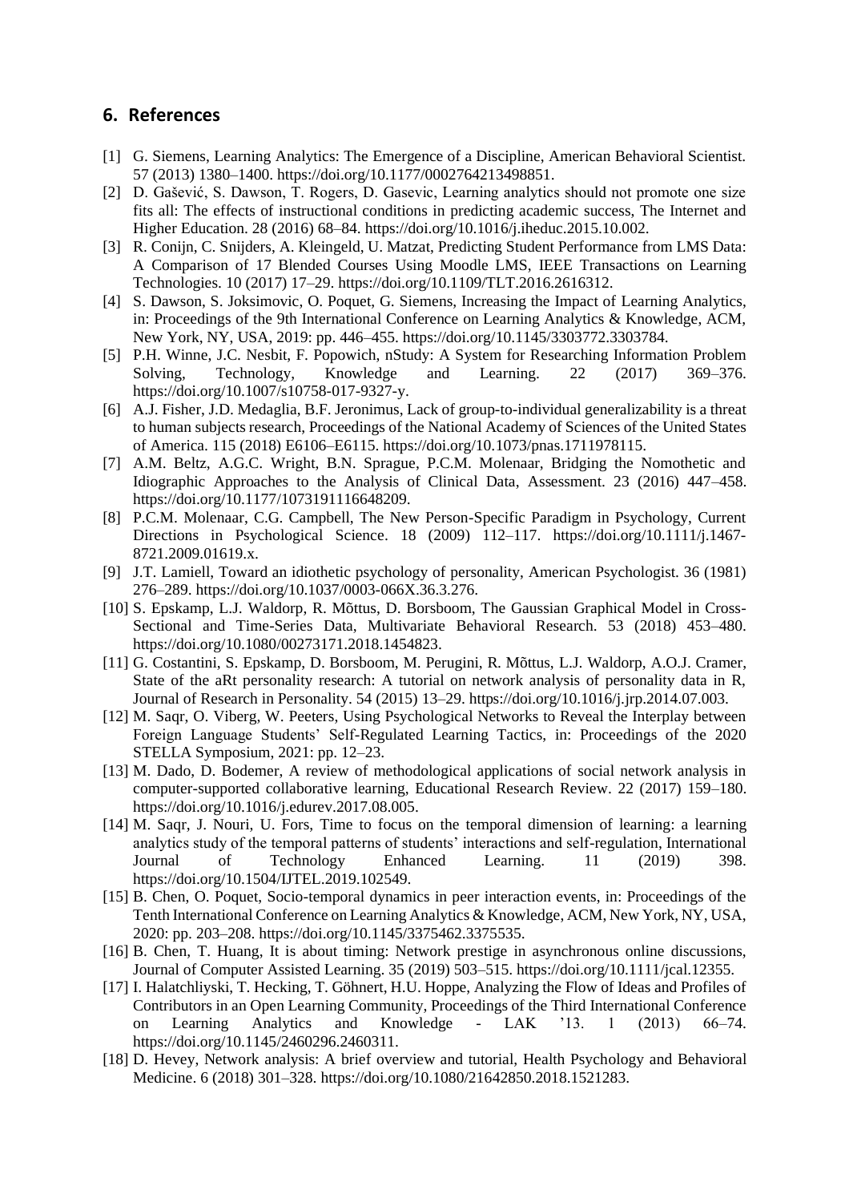## 6. References

[1] G. Siemens, Learning Analytics: The Emergence of a Discipline, American Behavioral Scientist. 57 (2013) 1380–1400. https://doi.org/10.1177/0002764213498851.

[2] D. Gašević, S. Dawson, T. Rogers, D. Gasevic, Learning analytics should not promote one size fits all: The effects of instructional conditions in predicting academic success, The Internet and Higher Education. 28 (2016) 68–84. https://doi.org/10.1016/j.iheduc.2015.10.002.

[3] R. Conijn, C. Snijders, A. Kleingeld, U. Matzat, Predicting Student Performance from LMS Data: A Comparison of 17 Blended Courses Using Moodle LMS, IEEE Transactions on Learning Technologies. 10 (2017) 17–29. https://doi.org/10.1109/TLT.2016.2616312.

[4] S. Dawson, S. Joksimovic, O. Poquet, G. Siemens, Increasing the Impact of Learning Analytics, in: Proceedings of the 9th International Conference on Learning Analytics & Knowledge, ACM, New York, NY, USA, 2019: pp. 446–455. https://doi.org/10.1145/3303772.3303784.

[5] P.H. Winne, J.C. Nesbit, F. Popowich, nStudy: A System for Researching Information Problem Solving, Technology, Knowledge and Learning. 22 (2017) 369–376. https://doi.org/10.1007/s10758-017-9327-y.

[6] A.J. Fisher, J.D. Medaglia, B.F. Jeronimus, Lack of group-to-individual generalizability is a threat to human subjects research, Proceedings of the National Academy of Sciences of the United States of America. 115 (2018) E6106–E6115. https://doi.org/10.1073/pnas.1711978115.

[7] A.M. Beltz, A.G.C. Wright, B.N. Sprague, P.C.M. Molenaar, Bridging the Nomothetic and Idiographic Approaches to the Analysis of Clinical Data, Assessment. 23 (2016) 447–458. https://doi.org/10.1177/1073191116648209.

[8] P.C.M. Molenaar, C.G. Campbell, The New Person-Specific Paradigm in Psychology, Current Directions in Psychological Science. 18 (2009) 112–117. https://doi.org/10.1111/j.1467-8721.2009.01619.x.

[9] J.T. Lamiell, Toward an idiothetic psychology of personality, American Psychologist. 36 (1981) 276–289. https://doi.org/10.1037/0003-066X.36.3.276.

[10] S. Epskamp, L.J. Waldorp, R. Mõttus, D. Borsboom, The Gaussian Graphical Model in Cross-Sectional and Time-Series Data, Multivariate Behavioral Research. 53 (2018) 453–480. https://doi.org/10.1080/00273171.2018.1454823.

[11] G. Costantini, S. Epskamp, D. Borsboom, M. Perugini, R. Mõttus, L.J. Waldorp, A.O.J. Cramer, State of the aRt personality research: A tutorial on network analysis of personality data in R, Journal of Research in Personality. 54 (2015) 13–29. https://doi.org/10.1016/j.jrp.2014.07.003.

[12] M. Saqr, O. Viberg, W. Peeters, Using Psychological Networks to Reveal the Interplay between Foreign Language Students' Self-Regulated Learning Tactics, in: Proceedings of the 2020 STELLA Symposium, 2021: pp. 12–23.

[13] M. Dado, D. Bodemer, A review of methodological applications of social network analysis in computer-supported collaborative learning, Educational Research Review. 22 (2017) 159–180. https://doi.org/10.1016/j.edurev.2017.08.005.

[14] M. Saqr, J. Nouri, U. Fors, Time to focus on the temporal dimension of learning: a learning analytics study of the temporal patterns of students' interactions and self-regulation, International Journal of Technology Enhanced Learning. 11 (2019) 398. https://doi.org/10.1504/IJTEL.2019.102549.

[15] B. Chen, O. Poquet, Socio-temporal dynamics in peer interaction events, in: Proceedings of the Tenth International Conference on Learning Analytics & Knowledge, ACM, New York, NY, USA, 2020: pp. 203–208. https://doi.org/10.1145/3375462.3375535.

[16] B. Chen, T. Huang, It is about timing: Network prestige in asynchronous online discussions, Journal of Computer Assisted Learning. 35 (2019) 503–515. https://doi.org/10.1111/jcal.12355.

[17] I. Halatchliyski, T. Hecking, T. Göhnert, H.U. Hoppe, Analyzing the Flow of Ideas and Profiles of Contributors in an Open Learning Community, Proceedings of the Third International Conference on Learning Analytics and Knowledge - LAK '13. 1 (2013) 66–74. https://doi.org/10.1145/2460296.2460311.

[18] D. Hevey, Network analysis: A brief overview and tutorial, Health Psychology and Behavioral Medicine. 6 (2018) 301–328. https://doi.org/10.1080/21642850.2018.1521283.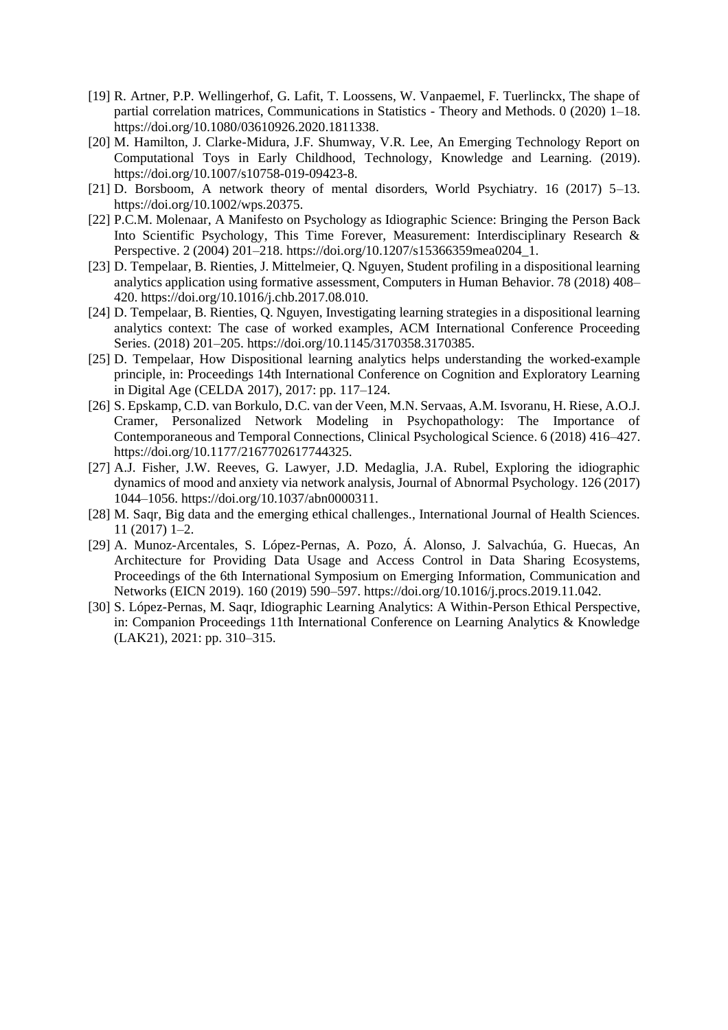[19] R. Artner, P.P. Wellingerhof, G. Lafit, T. Loossens, W. Vanpaemel, F. Tuerlinckx, The shape of partial correlation matrices, Communications in Statistics - Theory and Methods. 0 (2020) 1–18. https://doi.org/10.1080/03610926.2020.1811338.

[20] M. Hamilton, J. Clarke-Midura, J.F. Shumway, V.R. Lee, An Emerging Technology Report on Computational Toys in Early Childhood, Technology, Knowledge and Learning. (2019). https://doi.org/10.1007/s10758-019-09423-8.

[21] D. Borsboom, A network theory of mental disorders, World Psychiatry. 16 (2017) 5–13. https://doi.org/10.1002/wps.20375.

[22] P.C.M. Molenaar, A Manifesto on Psychology as Idiographic Science: Bringing the Person Back Into Scientific Psychology, This Time Forever, Measurement: Interdisciplinary Research & Perspective. 2 (2004) 201–218. https://doi.org/10.1207/s15366359mea0204_1.

[23] D. Tempelaar, B. Rienties, J. Mittelmeier, Q. Nguyen, Student profiling in a dispositional learning analytics application using formative assessment, Computers in Human Behavior. 78 (2018) 408–420. https://doi.org/10.1016/j.chb.2017.08.010.

[24] D. Tempelaar, B. Rienties, Q. Nguyen, Investigating learning strategies in a dispositional learning analytics context: The case of worked examples, ACM International Conference Proceeding Series. (2018) 201–205. https://doi.org/10.1145/3170358.3170385.

[25] D. Tempelaar, How Dispositional learning analytics helps understanding the worked-example principle, in: Proceedings 14th International Conference on Cognition and Exploratory Learning in Digital Age (CELDA 2017), 2017: pp. 117–124.

[26] S. Epskamp, C.D. van Borkulo, D.C. van der Veen, M.N. Servaas, A.M. Isvoranu, H. Riese, A.O.J. Cramer, Personalized Network Modeling in Psychopathology: The Importance of Contemporaneous and Temporal Connections, Clinical Psychological Science. 6 (2018) 416–427. https://doi.org/10.1177/2167702617744325.

[27] A.J. Fisher, J.W. Reeves, G. Lawyer, J.D. Medaglia, J.A. Rubel, Exploring the idiographic dynamics of mood and anxiety via network analysis, Journal of Abnormal Psychology. 126 (2017) 1044–1056. https://doi.org/10.1037/abn0000311.

[28] M. Saqr, Big data and the emerging ethical challenges., International Journal of Health Sciences. 11 (2017) 1–2.

[29] A. Munoz-Arcentales, S. López-Pernas, A. Pozo, Á. Alonso, J. Salvachúa, G. Huecas, An Architecture for Providing Data Usage and Access Control in Data Sharing Ecosystems, Proceedings of the 6th International Symposium on Emerging Information, Communication and Networks (EICN 2019). 160 (2019) 590–597. https://doi.org/10.1016/j.procs.2019.11.042.

[30] S. López-Pernas, M. Saqr, Idiographic Learning Analytics: A Within-Person Ethical Perspective, in: Companion Proceedings 11th International Conference on Learning Analytics & Knowledge (LAK21), 2021: pp. 310–315.